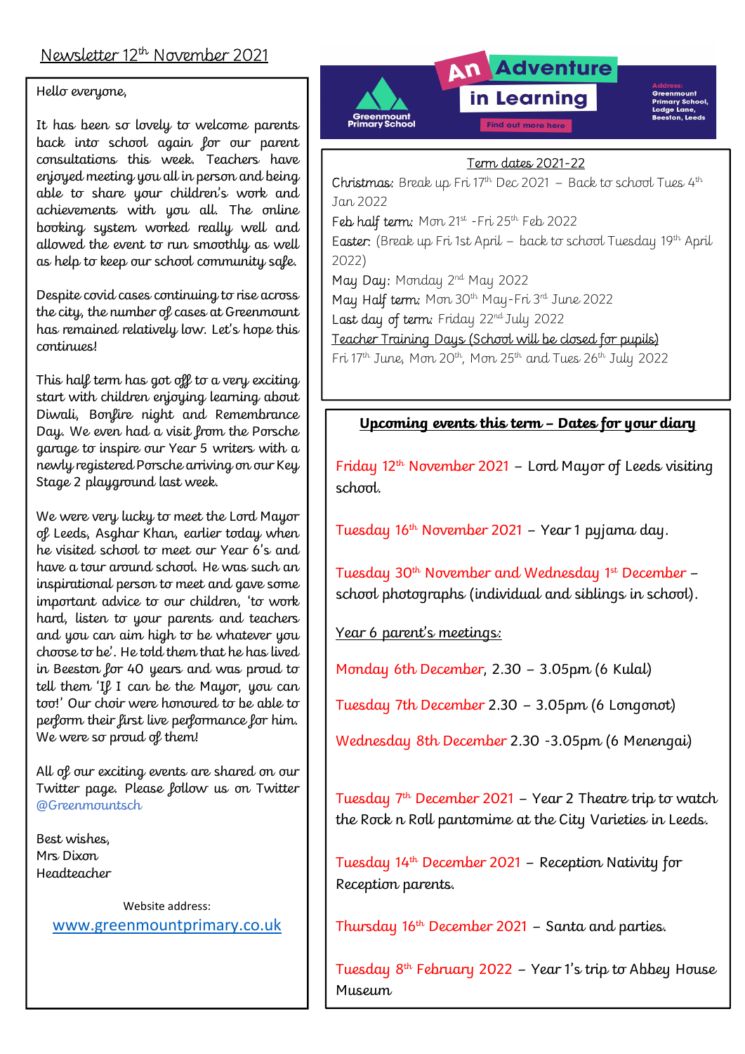# Newsletter 12th November 2021

Hello everyone,

It has been so lovely to welcome parents back into school again for our parent consultations this week. Teachers have enjoyed meeting you all in person and being able to share your children's work and achievements with you all. The online booking system worked really well and allowed the event to run smoothly as well as help to keep our school community safe.

Despite covid cases continuing to rise across the city, the number of cases at Greenmount has remained relatively low. Let's hope this continues!

This half term has got off to a very exciting start with children enjoying learning about Diwali, Bonfire night and Remembrance Day. We even had a visit from the Porsche garage to inspire our Year 5 writers with a newly registered Porsche arriving on our Key Stage 2 playground last week.

We were very lucky to meet the Lord Mayor of Leeds, Asghar Khan, earlier today when he visited school to meet our Year 6's and have a tour around school. He was such an inspirational person to meet and gave some important advice to our children, 'to work hard, listen to your parents and teachers and you can aim high to be whatever you choose to be'. He told them that he has lived in Beeston for 40 years and was proud to tell them 'If I can be the Mayor, you can too!' Our choir were honoured to be able to perform their first live performance for him. We were so proud of them!

All of our exciting events are shared on our Twitter page. Please follow us on Twitter @Greenmountsch

Best wishes,
Mrs Dixon
Headteacher

Website address:
www.greenmountprimary.co.uk

Greenmount Primary School

**An Adventure in Learning**

Find out more here

Address: Greenmount Primary School, Lodge Lane, Beeston, Leeds

## Term dates 2021-22

Christmas: Break up Fri 17th Dec 2021 – Back to school Tues 4th Jan 2022

Feb half term: Mon 21st -Fri 25th Feb 2022

Easter: (Break up Fri 1st April – back to school Tuesday 19th April 2022)

May Day: Monday 2nd May 2022

May Half term: Mon 30th May-Fri 3rd June 2022

Last day of term: Friday 22nd July 2022

Teacher Training Days (School will be closed for pupils)

Fri 17th June, Mon 20th, Mon 25th and Tues 26th July 2022

## Upcoming events this term – Dates for your diary

Friday 12th November 2021 – Lord Mayor of Leeds visiting school.

Tuesday 16th November 2021 – Year 1 pyjama day.

Tuesday 30th November and Wednesday 1st December – school photographs (individual and siblings in school).

Year 6 parent's meetings:

Monday 6th December, 2.30 – 3.05pm (6 Kulal)

Tuesday 7th December 2.30 – 3.05pm (6 Longonot)

Wednesday 8th December 2.30 -3.05pm (6 Menengai)

Tuesday 7th December 2021 – Year 2 Theatre trip to watch the Rock n Roll pantomime at the City Varieties in Leeds.

Tuesday 14th December 2021 – Reception Nativity for Reception parents.

Thursday 16th December 2021 – Santa and parties.

Tuesday 8th February 2022 – Year 1's trip to Abbey House Museum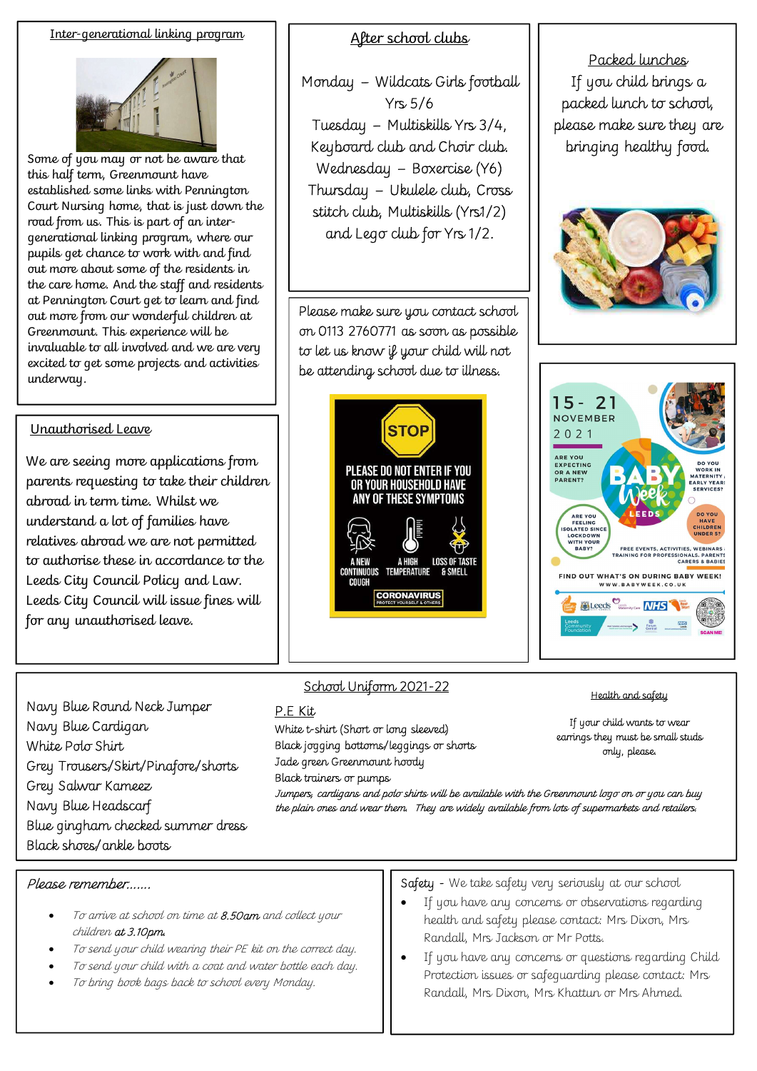## Inter-generational linking program

Some of you may or not be aware that this half term, Greenmount have established some links with Pennington Court Nursing home, that is just down the road from us. This is part of an inter-generational linking program, where our pupils get chance to work with and find out more about some of the residents in the care home. And the staff and residents at Pennington Court get to learn and find out more from our wonderful children at Greenmount. This experience will be invaluable to all involved and we are very excited to get some projects and activities underway.

## Unauthorised Leave

We are seeing more applications from parents requesting to take their children abroad in term time. Whilst we understand a lot of families have relatives abroad we are not permitted to authorise these in accordance to the Leeds City Council Policy and Law. Leeds City Council will issue fines will for any unauthorised leave.

## After school clubs

Monday – Wildcats Girls football Yrs 5/6
Tuesday – Multiskills Yrs 3/4, Keyboard club and Choir club.
Wednesday – Boxercise (Y6)
Thursday – Ukulele club, Cross stitch club, Multiskills (Yrs1/2) and Lego club for Yrs 1/2.

Please make sure you contact school on 0113 2760771 as soon as possible to let us know if your child will not be attending school due to illness.

STOP

PLEASE DO NOT ENTER IF YOU OR YOUR HOUSEHOLD HAVE ANY OF THESE SYMPTOMS

A NEW CONTINUOUS COUGH
A HIGH TEMPERATURE
LOSS OF TASTE & SMELL

CORONAVIRUS
PROTECT YOURSELF & OTHERS

## Packed lunches

If you child brings a packed lunch to school, please make sure they are bringing healthy food.

15 - 21 NOVEMBER 2021

BABY Week LEEDS

ARE YOU EXPECTING OR A NEW PARENT?
DO YOU WORK IN MATERNITY, EARLY YEARS SERVICES?
ARE YOU FEELING ISOLATED SINCE LOCKDOWN WITH YOUR BABY?
DO YOU HAVE CHILDREN UNDER 5?

FREE EVENTS, ACTIVITIES, WEBINARS, TRAINING FOR PROFESSIONALS, PARENTS, CARERS & BABIES

FIND OUT WHAT'S ON DURING BABY WEEK!
WWW.BABYWEEK.CO.UK

SCAN ME

## School Uniform 2021-22

Navy Blue Round Neck Jumper
Navy Blue Cardigan
White Polo Shirt
Grey Trousers/Skirt/Pinafore/shorts
Grey Salwar Kameez
Navy Blue Headscarf
Blue gingham checked summer dress
Black shoes/ankle boots

**P.E Kit**

White t-shirt (Short or long sleeved)
Black jogging bottoms/leggings or shorts
Jade green Greenmount hoody
Black trainers or pumps

*Jumpers, cardigans and polo shirts will be available with the Greenmount logo on or you can buy the plain ones and wear them. They are widely available from lots of supermarkets and retailers.*

**Health and safety**

If your child wants to wear earrings they must be small studs only, please.

## *Please remember……*

- *To arrive at school on time at **8.50am** and collect your children **at 3.10pm.***
- *To send your child wearing their PE kit on the correct day.*
- *To send your child with a coat and water bottle each day.*
- *To bring book bags back to school every Monday.*

**Safety** - We take safety very seriously at our school

- If you have any concerns or observations regarding health and safety please contact: Mrs Dixon, Mrs Randall, Mrs Jackson or Mr Potts.
- If you have any concerns or questions regarding Child Protection issues or safeguarding please contact: Mrs Randall, Mrs Dixon, Mrs Khattun or Mrs Ahmed.